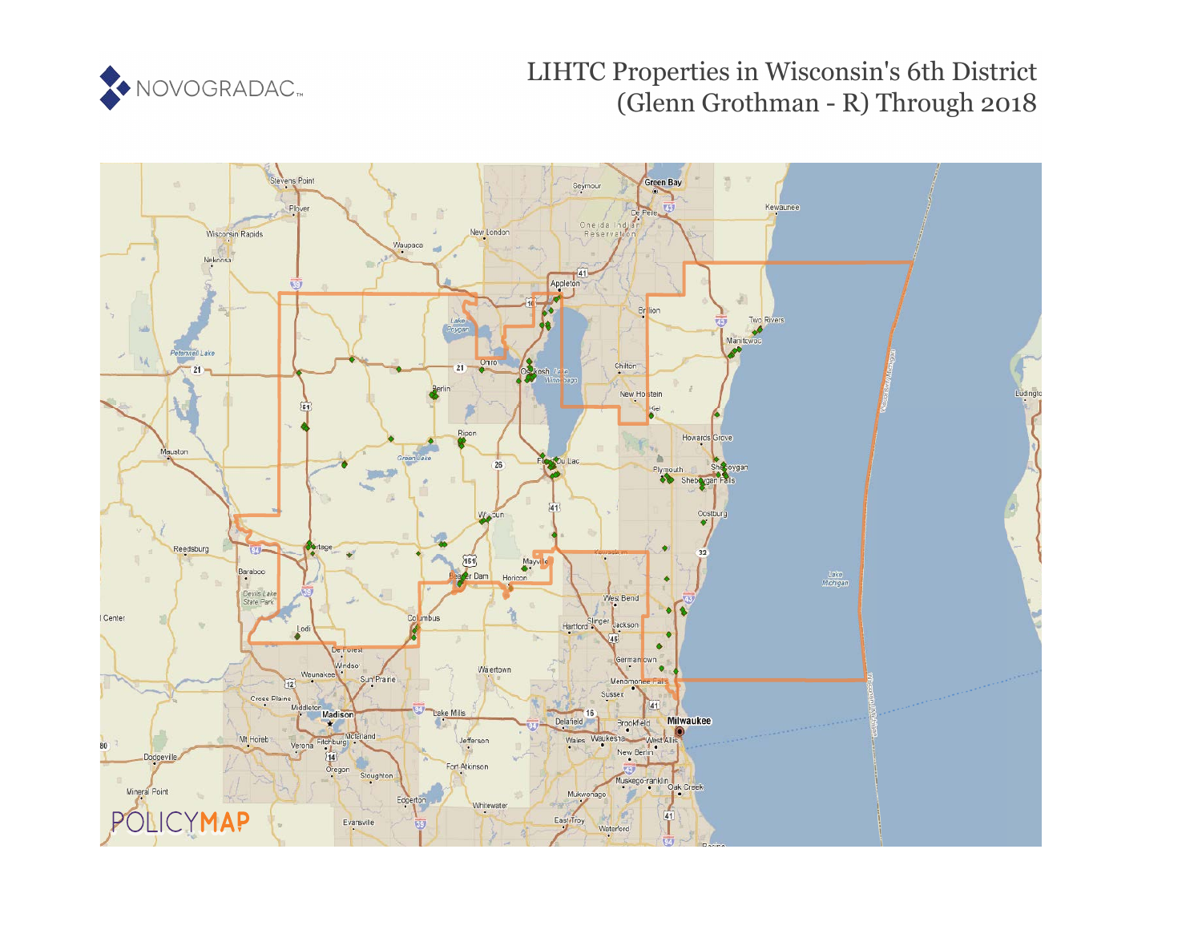NOVOGRADAC

# LIHTC Properties in Wisconsin's 6th District (Glenn Grothman - R) Through 2018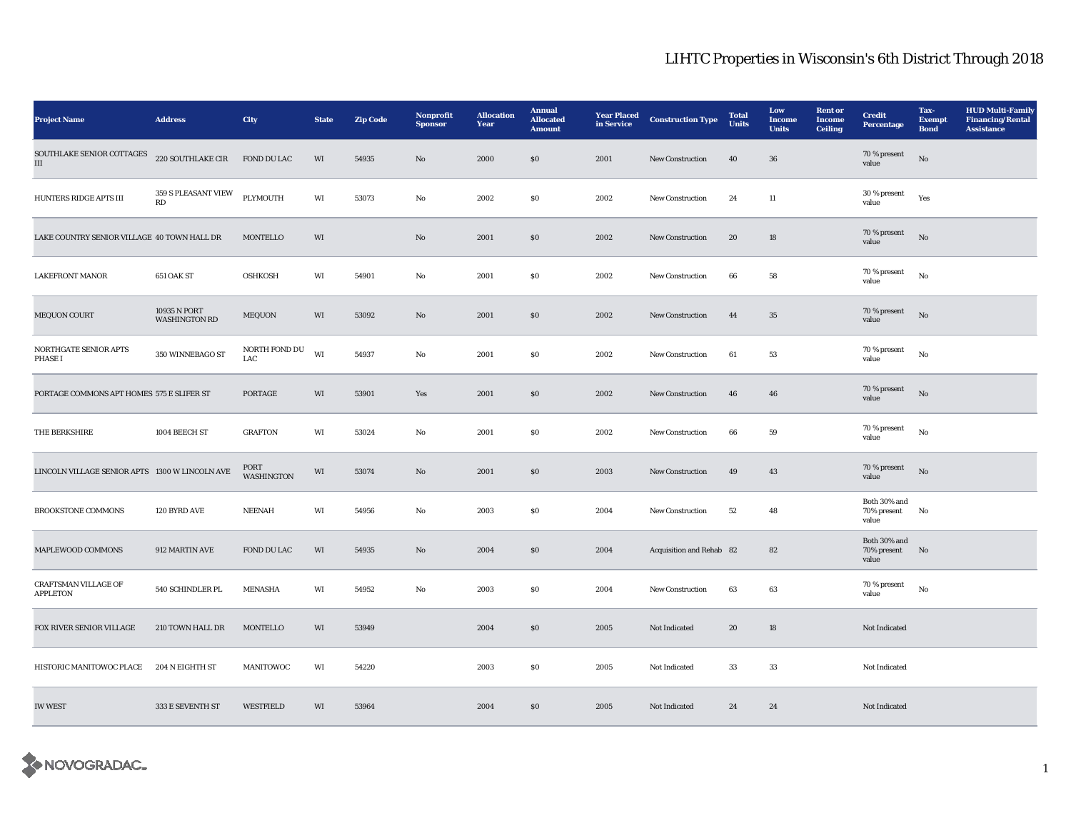# LIHTC Properties in Wisconsin's 6th District Through 2018

| Project Name | Address | City | State | Zip Code | Nonprofit Sponsor | Allocation Year | Annual Allocated Amount | Year Placed in Service | Construction Type | Total Units | Low Income Units | Rent or Income Ceiling | Credit Percentage | Tax-Exempt Bond | HUD Multi-Family Financing/Rental Assistance |
|---|---|---|---|---|---|---|---|---|---|---|---|---|---|---|---|
| SOUTHLAKE SENIOR COTTAGES III | 220 SOUTHLAKE CIR | FOND DU LAC | WI | 54935 | No | 2000 | $0 | 2001 | New Construction | 40 | 36 | | 70 % present value | No | |
| HUNTERS RIDGE APTS III | 359 S PLEASANT VIEW RD | PLYMOUTH | WI | 53073 | No | 2002 | $0 | 2002 | New Construction | 24 | 11 | | 30 % present value | Yes | |
| LAKE COUNTRY SENIOR VILLAGE | 40 TOWN HALL DR | MONTELLO | WI | | No | 2001 | $0 | 2002 | New Construction | 20 | 18 | | 70 % present value | No | |
| LAKEFRONT MANOR | 651 OAK ST | OSHKOSH | WI | 54901 | No | 2001 | $0 | 2002 | New Construction | 66 | 58 | | 70 % present value | No | |
| MEQUON COURT | 10935 N PORT WASHINGTON RD | MEQUON | WI | 53092 | No | 2001 | $0 | 2002 | New Construction | 44 | 35 | | 70 % present value | No | |
| NORTHGATE SENIOR APTS PHASE I | 350 WINNEBAGO ST | NORTH FOND DU LAC | WI | 54937 | No | 2001 | $0 | 2002 | New Construction | 61 | 53 | | 70 % present value | No | |
| PORTAGE COMMONS APT HOMES | 575 E SLIFER ST | PORTAGE | WI | 53901 | Yes | 2001 | $0 | 2002 | New Construction | 46 | 46 | | 70 % present value | No | |
| THE BERKSHIRE | 1004 BEECH ST | GRAFTON | WI | 53024 | No | 2001 | $0 | 2002 | New Construction | 66 | 59 | | 70 % present value | No | |
| LINCOLN VILLAGE SENIOR APTS | 1300 W LINCOLN AVE | PORT WASHINGTON | WI | 53074 | No | 2001 | $0 | 2003 | New Construction | 49 | 43 | | 70 % present value | No | |
| BROOKSTONE COMMONS | 120 BYRD AVE | NEENAH | WI | 54956 | No | 2003 | $0 | 2004 | New Construction | 52 | 48 | | Both 30% and 70% present value | No | |
| MAPLEWOOD COMMONS | 912 MARTIN AVE | FOND DU LAC | WI | 54935 | No | 2004 | $0 | 2004 | Acquisition and Rehab | 82 | 82 | | Both 30% and 70% present value | No | |
| CRAFTSMAN VILLAGE OF APPLETON | 540 SCHINDLER PL | MENASHA | WI | 54952 | No | 2003 | $0 | 2004 | New Construction | 63 | 63 | | 70 % present value | No | |
| FOX RIVER SENIOR VILLAGE | 210 TOWN HALL DR | MONTELLO | WI | 53949 | | 2004 | $0 | 2005 | Not Indicated | 20 | 18 | | Not Indicated | | |
| HISTORIC MANITOWOC PLACE | 204 N EIGHTH ST | MANITOWOC | WI | 54220 | | 2003 | $0 | 2005 | Not Indicated | 33 | 33 | | Not Indicated | | |
| IW WEST | 333 E SEVENTH ST | WESTFIELD | WI | 53964 | | 2004 | $0 | 2005 | Not Indicated | 24 | 24 | | Not Indicated | | |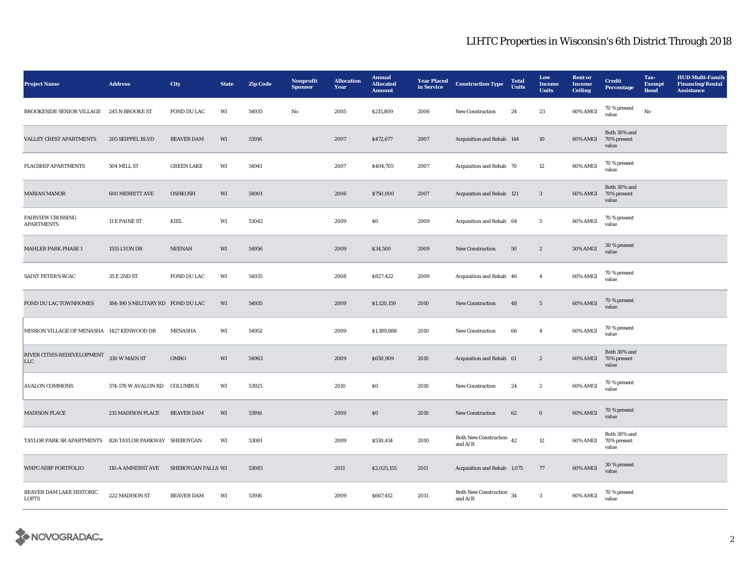# LIHTC Properties in Wisconsin's 6th District Through 2018

| Project Name | Address | City | State | Zip Code | Nonprofit Sponsor | Allocation Year | Annual Allocated Amount | Year Placed in Service | Construction Type | Total Units | Low Income Units | Rent or Income Ceiling | Credit Percentage | Tax-Exempt Bond | HUD Multi-Family Financing/Rental Assistance |
|---|---|---|---|---|---|---|---|---|---|---|---|---|---|---|---|
| BROOKESIDE SENIOR VILLAGE | 245 N BROOKE ST | FOND DU LAC | WI | 54935 | No | 2005 | $215,809 | 2006 | New Construction | 24 | 23 | 60% AMGI | 70 % present value | No | |
| VALLEY CREST APARTMENTS | 205 SEIPPEL BLVD | BEAVER DAM | WI | 53916 | | 2007 | $472,677 | 2007 | Acquisition and Rehab | 144 | 10 | 60% AMGI | Both 30% and 70% present value | | |
| FLAGSHIP APARTMENTS | 504 MILL ST | GREEN LAKE | WI | 54941 | | 2007 | $404,705 | 2007 | Acquisition and Rehab | 70 | 12 | 60% AMGI | 70 % present value | | |
| MARIAN MANOR | 600 MERRITT AVE | OSHKOSH | WI | 54901 | | 2006 | $750,000 | 2007 | Acquisition and Rehab | 121 | 3 | 60% AMGI | Both 30% and 70% present value | | |
| FAIRVIEW CROSSING APARTMENTS | 11 E PAINE ST | KIEL | WI | 53042 | | 2009 | $0 | 2009 | Acquisition and Rehab | 64 | 5 | 60% AMGI | 70 % present value | | |
| MAHLER PARK PHASE 1 | 1555 LYON DR | NEENAH | WI | 54956 | | 2009 | $34,500 | 2009 | New Construction | 50 | 2 | 50% AMGI | 30 % present value | | |
| SAINT PETER'S RCAC | 35 E 2ND ST | FOND DU LAC | WI | 54935 | | 2008 | $827,422 | 2009 | Acquisition and Rehab | 46 | 4 | 60% AMGI | 70 % present value | | |
| FOND DU LAC TOWNHOMES | 184-190 S MILITARY RD | FOND DU LAC | WI | 54935 | | 2009 | $1,120,159 | 2010 | New Construction | 48 | 5 | 60% AMGI | 70 % present value | | |
| MISSION VILLAGE OF MENASHA | 1427 KENWOOD DR | MENASHA | WI | 54952 | | 2009 | $1,189,888 | 2010 | New Construction | 66 | 4 | 60% AMGI | 70 % present value | | |
| RIVER CITIES REDEVELOPMENT LLC | 330 W MAIN ST | OMRO | WI | 54963 | | 2009 | $650,909 | 2010 | Acquisition and Rehab | 61 | 2 | 60% AMGI | Both 30% and 70% present value | | |
| AVALON COMMONS | 574-576 W AVALON RD | COLUMBUS | WI | 53925 | | 2010 | $0 | 2010 | New Construction | 24 | 2 | 60% AMGI | 70 % present value | | |
| MADISON PLACE | 215 MADISON PLACE | BEAVER DAM | WI | 53916 | | 2009 | $0 | 2010 | New Construction | 62 | 6 | 60% AMGI | 70 % present value | | |
| TAYLOR PARK SR APARTMENTS | 826 TAYLOR PARKWAY | SHEBOYGAN | WI | 53081 | | 2009 | $530,414 | 2010 | Both New Construction and A/R | 42 | 12 | 60% AMGI | Both 30% and 70% present value | | |
| WHPC-NIBP PORTFOLIO | 110-A AMHERST AVE | SHEBOYGAN FALLS | WI | 53085 | | 2011 | $2,025,155 | 2011 | Acquisition and Rehab | 1,075 | 77 | 60% AMGI | 30 % present value | | |
| BEAVER DAM LAKE HISTORIC LOFTS | 222 MADISON ST | BEAVER DAM | WI | 53916 | | 2009 | $667,412 | 2011 | Both New Construction and A/R | 34 | 3 | 60% AMGI | 70 % present value | | |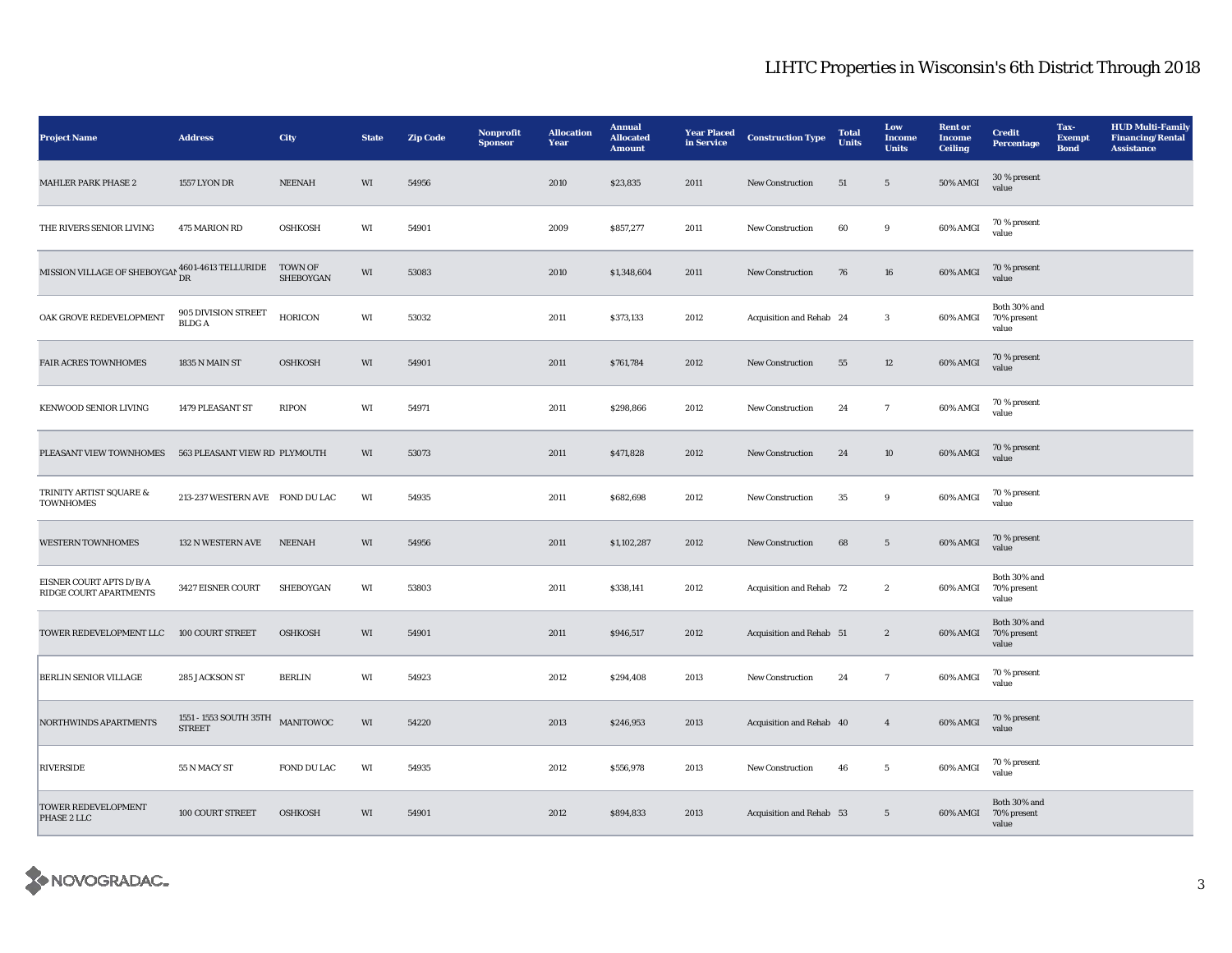# LIHTC Properties in Wisconsin's 6th District Through 2018

| Project Name | Address | City | State | Zip Code | Nonprofit Sponsor | Allocation Year | Annual Allocated Amount | Year Placed in Service | Construction Type | Total Units | Low Income Units | Rent or Income Ceiling | Credit Percentage | Tax-Exempt Bond | HUD Multi-Family Financing/Rental Assistance |
|---|---|---|---|---|---|---|---|---|---|---|---|---|---|---|---|
| MAHLER PARK PHASE 2 | 1557 LYON DR | NEENAH | WI | 54956 | | 2010 | $23,835 | 2011 | New Construction | 51 | 5 | 50% AMGI | 30 % present value | | |
| THE RIVERS SENIOR LIVING | 475 MARION RD | OSHKOSH | WI | 54901 | | 2009 | $857,277 | 2011 | New Construction | 60 | 9 | 60% AMGI | 70 % present value | | |
| MISSION VILLAGE OF SHEBOYGAN | 4601-4613 TELLURIDE DR | TOWN OF SHEBOYGAN | WI | 53083 | | 2010 | $1,348,604 | 2011 | New Construction | 76 | 16 | 60% AMGI | 70 % present value | | |
| OAK GROVE REDEVELOPMENT | 905 DIVISION STREET BLDG A | HORICON | WI | 53032 | | 2011 | $373,133 | 2012 | Acquisition and Rehab | 24 | 3 | 60% AMGI | Both 30% and 70% present value | | |
| FAIR ACRES TOWNHOMES | 1835 N MAIN ST | OSHKOSH | WI | 54901 | | 2011 | $761,784 | 2012 | New Construction | 55 | 12 | 60% AMGI | 70 % present value | | |
| KENWOOD SENIOR LIVING | 1479 PLEASANT ST | RIPON | WI | 54971 | | 2011 | $298,866 | 2012 | New Construction | 24 | 7 | 60% AMGI | 70 % present value | | |
| PLEASANT VIEW TOWNHOMES | 563 PLEASANT VIEW RD | PLYMOUTH | WI | 53073 | | 2011 | $471,828 | 2012 | New Construction | 24 | 10 | 60% AMGI | 70 % present value | | |
| TRINITY ARTIST SQUARE & TOWNHOMES | 213-237 WESTERN AVE | FOND DU LAC | WI | 54935 | | 2011 | $682,698 | 2012 | New Construction | 35 | 9 | 60% AMGI | 70 % present value | | |
| WESTERN TOWNHOMES | 132 N WESTERN AVE | NEENAH | WI | 54956 | | 2011 | $1,102,287 | 2012 | New Construction | 68 | 5 | 60% AMGI | 70 % present value | | |
| EISNER COURT APTS D/B/A RIDGE COURT APARTMENTS | 3427 EISNER COURT | SHEBOYGAN | WI | 53803 | | 2011 | $338,141 | 2012 | Acquisition and Rehab | 72 | 2 | 60% AMGI | Both 30% and 70% present value | | |
| TOWER REDEVELOPMENT LLC | 100 COURT STREET | OSHKOSH | WI | 54901 | | 2011 | $946,517 | 2012 | Acquisition and Rehab | 51 | 2 | 60% AMGI | Both 30% and 70% present value | | |
| BERLIN SENIOR VILLAGE | 285 JACKSON ST | BERLIN | WI | 54923 | | 2012 | $294,408 | 2013 | New Construction | 24 | 7 | 60% AMGI | 70 % present value | | |
| NORTHWINDS APARTMENTS | 1551 - 1553 SOUTH 35TH STREET | MANITOWOC | WI | 54220 | | 2013 | $246,953 | 2013 | Acquisition and Rehab | 40 | 4 | 60% AMGI | 70 % present value | | |
| RIVERSIDE | 55 N MACY ST | FOND DU LAC | WI | 54935 | | 2012 | $556,978 | 2013 | New Construction | 46 | 5 | 60% AMGI | 70 % present value | | |
| TOWER REDEVELOPMENT PHASE 2 LLC | 100 COURT STREET | OSHKOSH | WI | 54901 | | 2012 | $894,833 | 2013 | Acquisition and Rehab | 53 | 5 | 60% AMGI | Both 30% and 70% present value | | |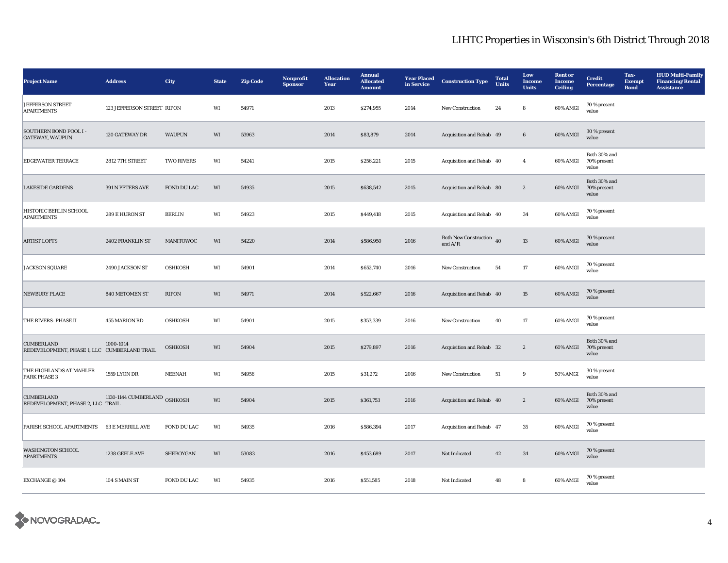# LIHTC Properties in Wisconsin's 6th District Through 2018

| Project Name | Address | City | State | Zip Code | Nonprofit Sponsor | Allocation Year | Annual Allocated Amount | Year Placed in Service | Construction Type | Total Units | Low Income Units | Rent or Income Ceiling | Credit Percentage | Tax-Exempt Bond | HUD Multi-Family Financing/Rental Assistance |
|---|---|---|---|---|---|---|---|---|---|---|---|---|---|---|---|
| JEFFERSON STREET APARTMENTS | 123 JEFFERSON STREET | RIPON | WI | 54971 | | 2013 | $274,955 | 2014 | New Construction | 24 | 8 | 60% AMGI | 70 % present value | | |
| SOUTHERN BOND POOL I - GATEWAY, WAUPUN | 120 GATEWAY DR | WAUPUN | WI | 53963 | | 2014 | $83,879 | 2014 | Acquisition and Rehab | 49 | 6 | 60% AMGI | 30 % present value | | |
| EDGEWATER TERRACE | 2812 7TH STREET | TWO RIVERS | WI | 54241 | | 2015 | $256,221 | 2015 | Acquisition and Rehab | 40 | 4 | 60% AMGI | Both 30% and 70% present value | | |
| LAKESIDE GARDENS | 391 N PETERS AVE | FOND DU LAC | WI | 54935 | | 2015 | $638,542 | 2015 | Acquisition and Rehab | 80 | 2 | 60% AMGI | Both 30% and 70% present value | | |
| HISTORIC BERLIN SCHOOL APARTMENTS | 289 E HURON ST | BERLIN | WI | 54923 | | 2015 | $449,418 | 2015 | Acquisition and Rehab | 40 | 34 | 60% AMGI | 70 % present value | | |
| ARTIST LOFTS | 2402 FRANKLIN ST | MANITOWOC | WI | 54220 | | 2014 | $586,950 | 2016 | Both New Construction and A/R | 40 | 13 | 60% AMGI | 70 % present value | | |
| JACKSON SQUARE | 2490 JACKSON ST | OSHKOSH | WI | 54901 | | 2014 | $652,740 | 2016 | New Construction | 54 | 17 | 60% AMGI | 70 % present value | | |
| NEWBURY PLACE | 840 METOMEN ST | RIPON | WI | 54971 | | 2014 | $522,667 | 2016 | Acquisition and Rehab | 40 | 15 | 60% AMGI | 70 % present value | | |
| THE RIVERS- PHASE II | 455 MARION RD | OSHKOSH | WI | 54901 | | 2015 | $353,339 | 2016 | New Construction | 40 | 17 | 60% AMGI | 70 % present value | | |
| CUMBERLAND REDEVELOPMENT, PHASE 1, LLC | 1000-1014 CUMBERLAND TRAIL | OSHKOSH | WI | 54904 | | 2015 | $279,897 | 2016 | Acquisition and Rehab | 32 | 2 | 60% AMGI | Both 30% and 70% present value | | |
| THE HIGHLANDS AT MAHLER PARK PHASE 3 | 1559 LYON DR | NEENAH | WI | 54956 | | 2015 | $31,272 | 2016 | New Construction | 51 | 9 | 50% AMGI | 30 % present value | | |
| CUMBERLAND REDEVELOPMENT, PHASE 2, LLC | 1130-1144 CUMBERLAND TRAIL | OSHKOSH | WI | 54904 | | 2015 | $361,753 | 2016 | Acquisition and Rehab | 40 | 2 | 60% AMGI | Both 30% and 70% present value | | |
| PARISH SCHOOL APARTMENTS | 63 E MERRILL AVE | FOND DU LAC | WI | 54935 | | 2016 | $586,394 | 2017 | Acquisition and Rehab | 47 | 35 | 60% AMGI | 70 % present value | | |
| WASHINGTON SCHOOL APARTMENTS | 1238 GEELE AVE | SHEBOYGAN | WI | 53083 | | 2016 | $453,689 | 2017 | Not Indicated | 42 | 34 | 60% AMGI | 70 % present value | | |
| EXCHANGE @ 104 | 104 S MAIN ST | FOND DU LAC | WI | 54935 | | 2016 | $551,585 | 2018 | Not Indicated | 48 | 8 | 60% AMGI | 70 % present value | | |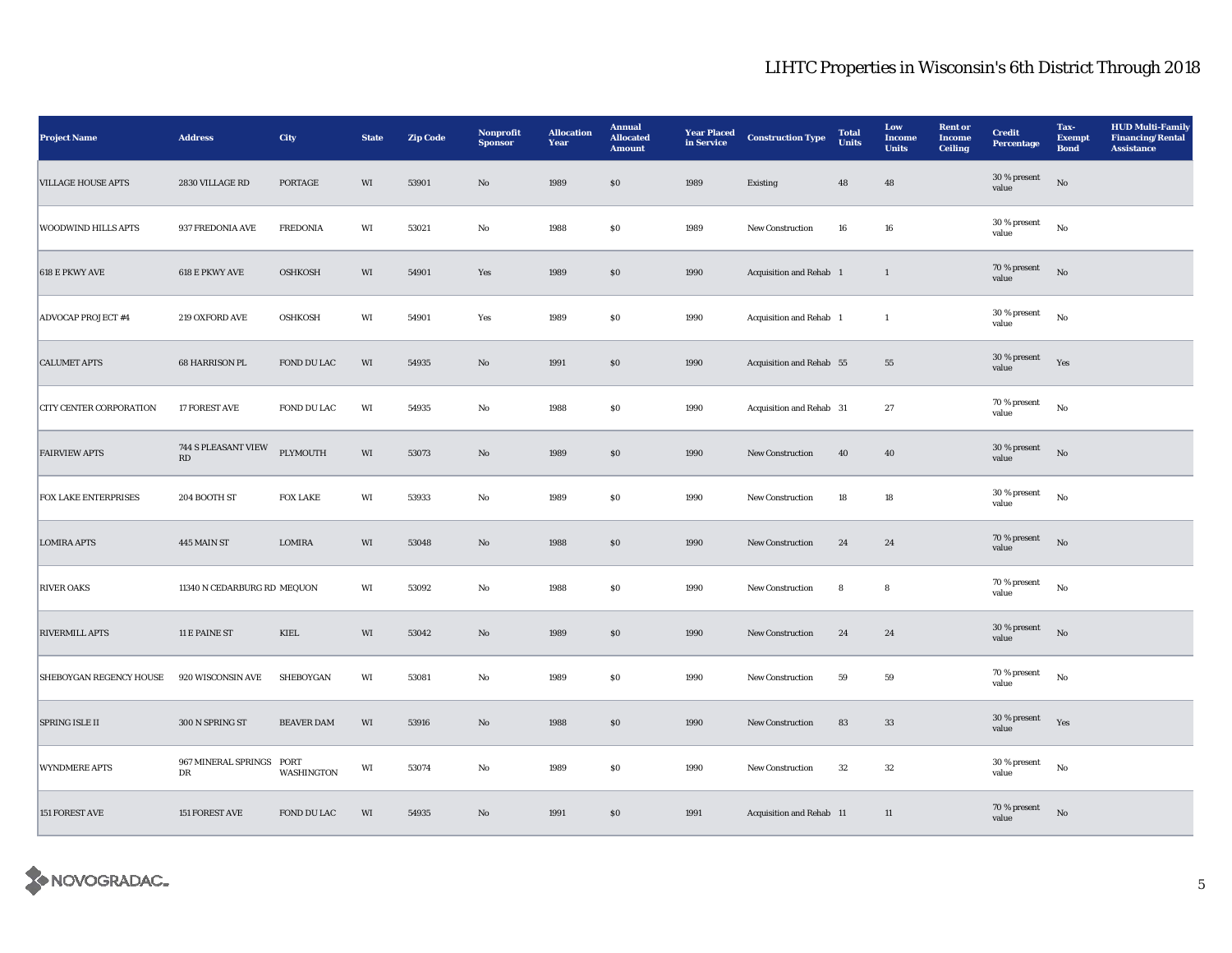# LIHTC Properties in Wisconsin's 6th District Through 2018

| Project Name | Address | City | State | Zip Code | Nonprofit Sponsor | Allocation Year | Annual Allocated Amount | Year Placed in Service | Construction Type | Total Units | Low Income Units | Rent or Income Ceiling | Credit Percentage | Tax-Exempt Bond | HUD Multi-Family Financing/Rental Assistance |
|---|---|---|---|---|---|---|---|---|---|---|---|---|---|---|---|
| VILLAGE HOUSE APTS | 2830 VILLAGE RD | PORTAGE | WI | 53901 | No | 1989 | $0 | 1989 | Existing | 48 | 48 | | 30 % present value | No | |
| WOODWIND HILLS APTS | 937 FREDONIA AVE | FREDONIA | WI | 53021 | No | 1988 | $0 | 1989 | New Construction | 16 | 16 | | 30 % present value | No | |
| 618 E PKWY AVE | 618 E PKWY AVE | OSHKOSH | WI | 54901 | Yes | 1989 | $0 | 1990 | Acquisition and Rehab | 1 | 1 | | 70 % present value | No | |
| ADVOCAP PROJECT #4 | 219 OXFORD AVE | OSHKOSH | WI | 54901 | Yes | 1989 | $0 | 1990 | Acquisition and Rehab | 1 | 1 | | 30 % present value | No | |
| CALUMET APTS | 68 HARRISON PL | FOND DU LAC | WI | 54935 | No | 1991 | $0 | 1990 | Acquisition and Rehab | 55 | 55 | | 30 % present value | Yes | |
| CITY CENTER CORPORATION | 17 FOREST AVE | FOND DU LAC | WI | 54935 | No | 1988 | $0 | 1990 | Acquisition and Rehab | 31 | 27 | | 70 % present value | No | |
| FAIRVIEW APTS | 744 S PLEASANT VIEW RD | PLYMOUTH | WI | 53073 | No | 1989 | $0 | 1990 | New Construction | 40 | 40 | | 30 % present value | No | |
| FOX LAKE ENTERPRISES | 204 BOOTH ST | FOX LAKE | WI | 53933 | No | 1989 | $0 | 1990 | New Construction | 18 | 18 | | 30 % present value | No | |
| LOMIRA APTS | 445 MAIN ST | LOMIRA | WI | 53048 | No | 1988 | $0 | 1990 | New Construction | 24 | 24 | | 70 % present value | No | |
| RIVER OAKS | 11340 N CEDARBURG RD | MEQUON | WI | 53092 | No | 1988 | $0 | 1990 | New Construction | 8 | 8 | | 70 % present value | No | |
| RIVERMILL APTS | 11 E PAINE ST | KIEL | WI | 53042 | No | 1989 | $0 | 1990 | New Construction | 24 | 24 | | 30 % present value | No | |
| SHEBOYGAN REGENCY HOUSE | 920 WISCONSIN AVE | SHEBOYGAN | WI | 53081 | No | 1989 | $0 | 1990 | New Construction | 59 | 59 | | 70 % present value | No | |
| SPRING ISLE II | 300 N SPRING ST | BEAVER DAM | WI | 53916 | No | 1988 | $0 | 1990 | New Construction | 83 | 33 | | 30 % present value | Yes | |
| WYNDMERE APTS | 967 MINERAL SPRINGS DR | PORT WASHINGTON | WI | 53074 | No | 1989 | $0 | 1990 | New Construction | 32 | 32 | | 30 % present value | No | |
| 151 FOREST AVE | 151 FOREST AVE | FOND DU LAC | WI | 54935 | No | 1991 | $0 | 1991 | Acquisition and Rehab | 11 | 11 | | 70 % present value | No | |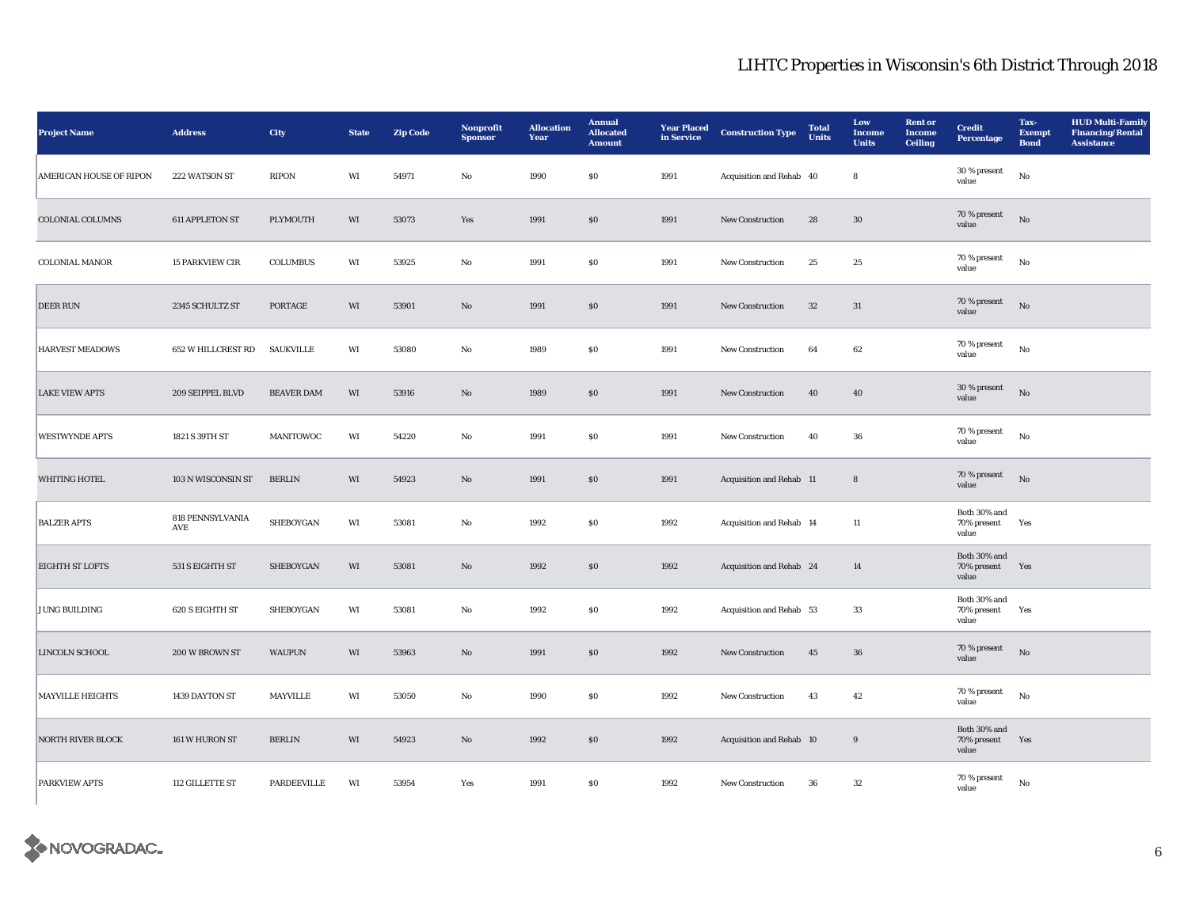# LIHTC Properties in Wisconsin's 6th District Through 2018

| Project Name | Address | City | State | Zip Code | Nonprofit Sponsor | Allocation Year | Annual Allocated Amount | Year Placed in Service | Construction Type | Total Units | Low Income Units | Rent or Income Ceiling | Credit Percentage | Tax-Exempt Bond | HUD Multi-Family Financing/Rental Assistance |
|---|---|---|---|---|---|---|---|---|---|---|---|---|---|---|---|
| AMERICAN HOUSE OF RIPON | 222 WATSON ST | RIPON | WI | 54971 | No | 1990 | $0 | 1991 | Acquisition and Rehab | 40 | 8 | | 30 % present value | No | |
| COLONIAL COLUMNS | 611 APPLETON ST | PLYMOUTH | WI | 53073 | Yes | 1991 | $0 | 1991 | New Construction | 28 | 30 | | 70 % present value | No | |
| COLONIAL MANOR | 15 PARKVIEW CIR | COLUMBUS | WI | 53925 | No | 1991 | $0 | 1991 | New Construction | 25 | 25 | | 70 % present value | No | |
| DEER RUN | 2345 SCHULTZ ST | PORTAGE | WI | 53901 | No | 1991 | $0 | 1991 | New Construction | 32 | 31 | | 70 % present value | No | |
| HARVEST MEADOWS | 652 W HILLCREST RD | SAUKVILLE | WI | 53080 | No | 1989 | $0 | 1991 | New Construction | 64 | 62 | | 70 % present value | No | |
| LAKE VIEW APTS | 209 SEIPPEL BLVD | BEAVER DAM | WI | 53916 | No | 1989 | $0 | 1991 | New Construction | 40 | 40 | | 30 % present value | No | |
| WESTWYNDE APTS | 1821 S 39TH ST | MANITOWOC | WI | 54220 | No | 1991 | $0 | 1991 | New Construction | 40 | 36 | | 70 % present value | No | |
| WHITING HOTEL | 103 N WISCONSIN ST | BERLIN | WI | 54923 | No | 1991 | $0 | 1991 | Acquisition and Rehab | 11 | 8 | | 70 % present value | No | |
| BALZER APTS | 818 PENNSYLVANIA AVE | SHEBOYGAN | WI | 53081 | No | 1992 | $0 | 1992 | Acquisition and Rehab | 14 | 11 | | Both 30% and 70% present value | Yes | |
| EIGHTH ST LOFTS | 531 S EIGHTH ST | SHEBOYGAN | WI | 53081 | No | 1992 | $0 | 1992 | Acquisition and Rehab | 24 | 14 | | Both 30% and 70% present value | Yes | |
| JUNG BUILDING | 620 S EIGHTH ST | SHEBOYGAN | WI | 53081 | No | 1992 | $0 | 1992 | Acquisition and Rehab | 53 | 33 | | Both 30% and 70% present value | Yes | |
| LINCOLN SCHOOL | 200 W BROWN ST | WAUPUN | WI | 53963 | No | 1991 | $0 | 1992 | New Construction | 45 | 36 | | 70 % present value | No | |
| MAYVILLE HEIGHTS | 1439 DAYTON ST | MAYVILLE | WI | 53050 | No | 1990 | $0 | 1992 | New Construction | 43 | 42 | | 70 % present value | No | |
| NORTH RIVER BLOCK | 161 W HURON ST | BERLIN | WI | 54923 | No | 1992 | $0 | 1992 | Acquisition and Rehab | 10 | 9 | | Both 30% and 70% present value | Yes | |
| PARKVIEW APTS | 112 GILLETTE ST | PARDEEVILLE | WI | 53954 | Yes | 1991 | $0 | 1992 | New Construction | 36 | 32 | | 70 % present value | No | |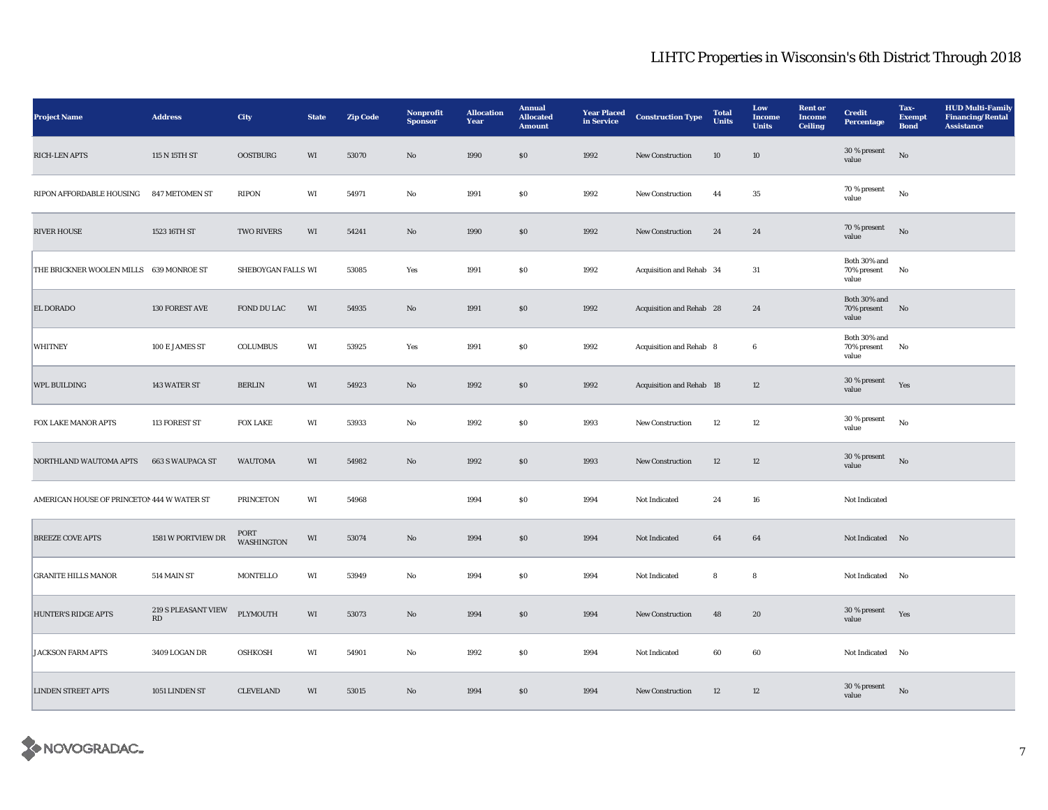## LIHTC Properties in Wisconsin's 6th District Through 2018

| Project Name | Address | City | State | Zip Code | Nonprofit Sponsor | Allocation Year | Annual Allocated Amount | Year Placed in Service | Construction Type | Total Units | Low Income Units | Rent or Income Ceiling | Credit Percentage | Tax-Exempt Bond | HUD Multi-Family Financing/Rental Assistance |
|---|---|---|---|---|---|---|---|---|---|---|---|---|---|---|---|
| RICH-LEN APTS | 115 N 15TH ST | OOSTBURG | WI | 53070 | No | 1990 | $0 | 1992 | New Construction | 10 | 10 | | 30 % present value | No | |
| RIPON AFFORDABLE HOUSING | 847 METOMEN ST | RIPON | WI | 54971 | No | 1991 | $0 | 1992 | New Construction | 44 | 35 | | 70 % present value | No | |
| RIVER HOUSE | 1523 16TH ST | TWO RIVERS | WI | 54241 | No | 1990 | $0 | 1992 | New Construction | 24 | 24 | | 70 % present value | No | |
| THE BRICKNER WOOLEN MILLS | 639 MONROE ST | SHEBOYGAN FALLS | WI | 53085 | Yes | 1991 | $0 | 1992 | Acquisition and Rehab | 34 | 31 | | Both 30% and 70% present value | No | |
| EL DORADO | 130 FOREST AVE | FOND DU LAC | WI | 54935 | No | 1991 | $0 | 1992 | Acquisition and Rehab | 28 | 24 | | Both 30% and 70% present value | No | |
| WHITNEY | 100 E JAMES ST | COLUMBUS | WI | 53925 | Yes | 1991 | $0 | 1992 | Acquisition and Rehab | 8 | 6 | | Both 30% and 70% present value | No | |
| WPL BUILDING | 143 WATER ST | BERLIN | WI | 54923 | No | 1992 | $0 | 1992 | Acquisition and Rehab | 18 | 12 | | 30 % present value | Yes | |
| FOX LAKE MANOR APTS | 113 FOREST ST | FOX LAKE | WI | 53933 | No | 1992 | $0 | 1993 | New Construction | 12 | 12 | | 30 % present value | No | |
| NORTHLAND WAUTOMA APTS | 663 S WAUPACA ST | WAUTOMA | WI | 54982 | No | 1992 | $0 | 1993 | New Construction | 12 | 12 | | 30 % present value | No | |
| AMERICAN HOUSE OF PRINCETON | 444 W WATER ST | PRINCETON | WI | 54968 | | 1994 | $0 | 1994 | Not Indicated | 24 | 16 | | Not Indicated | | |
| BREEZE COVE APTS | 1581 W PORTVIEW DR | PORT WASHINGTON | WI | 53074 | No | 1994 | $0 | 1994 | Not Indicated | 64 | 64 | | Not Indicated | No | |
| GRANITE HILLS MANOR | 514 MAIN ST | MONTELLO | WI | 53949 | No | 1994 | $0 | 1994 | Not Indicated | 8 | 8 | | Not Indicated | No | |
| HUNTER'S RIDGE APTS | 219 S PLEASANT VIEW RD | PLYMOUTH | WI | 53073 | No | 1994 | $0 | 1994 | New Construction | 48 | 20 | | 30 % present value | Yes | |
| JACKSON FARM APTS | 3409 LOGAN DR | OSHKOSH | WI | 54901 | No | 1992 | $0 | 1994 | Not Indicated | 60 | 60 | | Not Indicated | No | |
| LINDEN STREET APTS | 1051 LINDEN ST | CLEVELAND | WI | 53015 | No | 1994 | $0 | 1994 | New Construction | 12 | 12 | | 30 % present value | No | |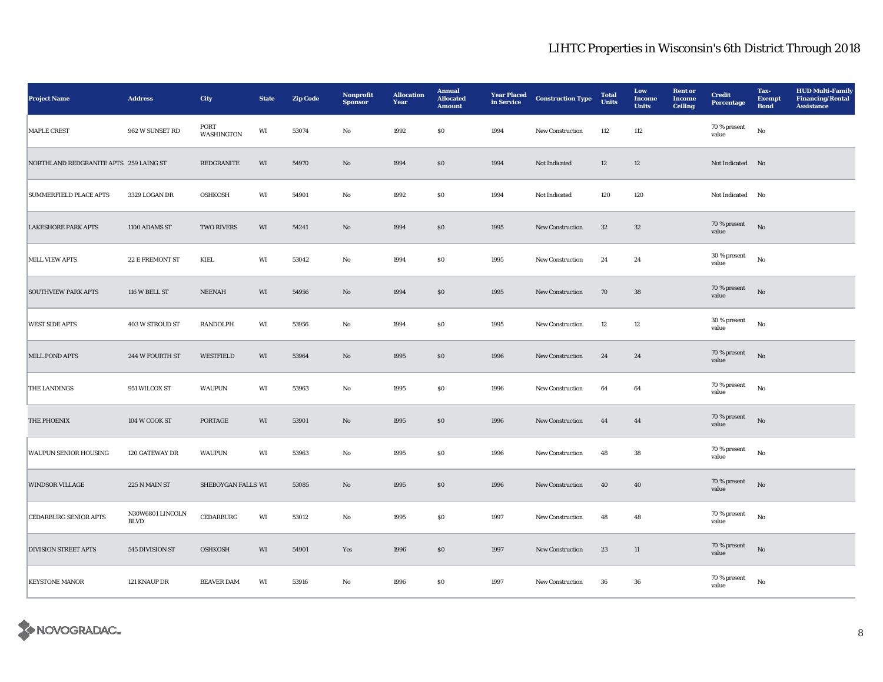# LIHTC Properties in Wisconsin's 6th District Through 2018

| Project Name | Address | City | State | Zip Code | Nonprofit Sponsor | Allocation Year | Annual Allocated Amount | Year Placed in Service | Construction Type | Total Units | Low Income Units | Rent or Income Ceiling | Credit Percentage | Tax-Exempt Bond | HUD Multi-Family Financing/Rental Assistance |
|---|---|---|---|---|---|---|---|---|---|---|---|---|---|---|---|
| MAPLE CREST | 962 W SUNSET RD | PORT WASHINGTON | WI | 53074 | No | 1992 | $0 | 1994 | New Construction | 112 | 112 | | 70 % present value | No | |
| NORTHLAND REDGRANITE APTS | 259 LAING ST | REDGRANITE | WI | 54970 | No | 1994 | $0 | 1994 | Not Indicated | 12 | 12 | | Not Indicated | No | |
| SUMMERFIELD PLACE APTS | 3329 LOGAN DR | OSHKOSH | WI | 54901 | No | 1992 | $0 | 1994 | Not Indicated | 120 | 120 | | Not Indicated | No | |
| LAKESHORE PARK APTS | 1100 ADAMS ST | TWO RIVERS | WI | 54241 | No | 1994 | $0 | 1995 | New Construction | 32 | 32 | | 70 % present value | No | |
| MILL VIEW APTS | 22 E FREMONT ST | KIEL | WI | 53042 | No | 1994 | $0 | 1995 | New Construction | 24 | 24 | | 30 % present value | No | |
| SOUTHVIEW PARK APTS | 116 W BELL ST | NEENAH | WI | 54956 | No | 1994 | $0 | 1995 | New Construction | 70 | 38 | | 70 % present value | No | |
| WEST SIDE APTS | 403 W STROUD ST | RANDOLPH | WI | 53956 | No | 1994 | $0 | 1995 | New Construction | 12 | 12 | | 30 % present value | No | |
| MILL POND APTS | 244 W FOURTH ST | WESTFIELD | WI | 53964 | No | 1995 | $0 | 1996 | New Construction | 24 | 24 | | 70 % present value | No | |
| THE LANDINGS | 951 WILCOX ST | WAUPUN | WI | 53963 | No | 1995 | $0 | 1996 | New Construction | 64 | 64 | | 70 % present value | No | |
| THE PHOENIX | 104 W COOK ST | PORTAGE | WI | 53901 | No | 1995 | $0 | 1996 | New Construction | 44 | 44 | | 70 % present value | No | |
| WAUPUN SENIOR HOUSING | 120 GATEWAY DR | WAUPUN | WI | 53963 | No | 1995 | $0 | 1996 | New Construction | 48 | 38 | | 70 % present value | No | |
| WINDSOR VILLAGE | 225 N MAIN ST | SHEBOYGAN FALLS | WI | 53085 | No | 1995 | $0 | 1996 | New Construction | 40 | 40 | | 70 % present value | No | |
| CEDARBURG SENIOR APTS | N30W6801 LINCOLN BLVD | CEDARBURG | WI | 53012 | No | 1995 | $0 | 1997 | New Construction | 48 | 48 | | 70 % present value | No | |
| DIVISION STREET APTS | 545 DIVISION ST | OSHKOSH | WI | 54901 | Yes | 1996 | $0 | 1997 | New Construction | 23 | 11 | | 70 % present value | No | |
| KEYSTONE MANOR | 121 KNAUP DR | BEAVER DAM | WI | 53916 | No | 1996 | $0 | 1997 | New Construction | 36 | 36 | | 70 % present value | No | |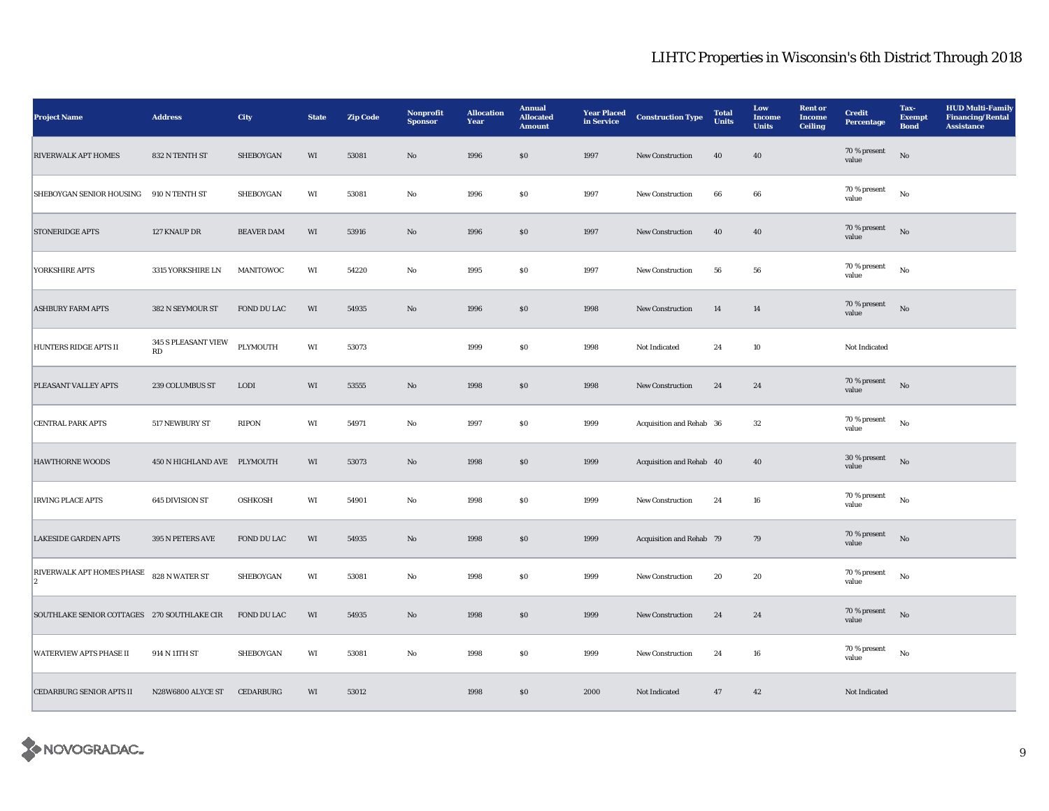# LIHTC Properties in Wisconsin's 6th District Through 2018

| Project Name | Address | City | State | Zip Code | Nonprofit Sponsor | Allocation Year | Annual Allocated Amount | Year Placed in Service | Construction Type | Total Units | Low Income Units | Rent or Income Ceiling | Credit Percentage | Tax-Exempt Bond | HUD Multi-Family Financing/Rental Assistance |
|---|---|---|---|---|---|---|---|---|---|---|---|---|---|---|---|
| RIVERWALK APT HOMES | 832 N TENTH ST | SHEBOYGAN | WI | 53081 | No | 1996 | $0 | 1997 | New Construction | 40 | 40 | | 70 % present value | No | |
| SHEBOYGAN SENIOR HOUSING | 910 N TENTH ST | SHEBOYGAN | WI | 53081 | No | 1996 | $0 | 1997 | New Construction | 66 | 66 | | 70 % present value | No | |
| STONERIDGE APTS | 127 KNAUP DR | BEAVER DAM | WI | 53916 | No | 1996 | $0 | 1997 | New Construction | 40 | 40 | | 70 % present value | No | |
| YORKSHIRE APTS | 3315 YORKSHIRE LN | MANITOWOC | WI | 54220 | No | 1995 | $0 | 1997 | New Construction | 56 | 56 | | 70 % present value | No | |
| ASHBURY FARM APTS | 382 N SEYMOUR ST | FOND DU LAC | WI | 54935 | No | 1996 | $0 | 1998 | New Construction | 14 | 14 | | 70 % present value | No | |
| HUNTERS RIDGE APTS II | 345 S PLEASANT VIEW RD | PLYMOUTH | WI | 53073 | | 1999 | $0 | 1998 | Not Indicated | 24 | 10 | | Not Indicated | | |
| PLEASANT VALLEY APTS | 239 COLUMBUS ST | LODI | WI | 53555 | No | 1998 | $0 | 1998 | New Construction | 24 | 24 | | 70 % present value | No | |
| CENTRAL PARK APTS | 517 NEWBURY ST | RIPON | WI | 54971 | No | 1997 | $0 | 1999 | Acquisition and Rehab | 36 | 32 | | 70 % present value | No | |
| HAWTHORNE WOODS | 450 N HIGHLAND AVE | PLYMOUTH | WI | 53073 | No | 1998 | $0 | 1999 | Acquisition and Rehab | 40 | 40 | | 30 % present value | No | |
| IRVING PLACE APTS | 645 DIVISION ST | OSHKOSH | WI | 54901 | No | 1998 | $0 | 1999 | New Construction | 24 | 16 | | 70 % present value | No | |
| LAKESIDE GARDEN APTS | 395 N PETERS AVE | FOND DU LAC | WI | 54935 | No | 1998 | $0 | 1999 | Acquisition and Rehab | 79 | 79 | | 70 % present value | No | |
| RIVERWALK APT HOMES PHASE 2 | 828 N WATER ST | SHEBOYGAN | WI | 53081 | No | 1998 | $0 | 1999 | New Construction | 20 | 20 | | 70 % present value | No | |
| SOUTHLAKE SENIOR COTTAGES | 270 SOUTHLAKE CIR | FOND DU LAC | WI | 54935 | No | 1998 | $0 | 1999 | New Construction | 24 | 24 | | 70 % present value | No | |
| WATERVIEW APTS PHASE II | 914 N 11TH ST | SHEBOYGAN | WI | 53081 | No | 1998 | $0 | 1999 | New Construction | 24 | 16 | | 70 % present value | No | |
| CEDARBURG SENIOR APTS II | N28W6800 ALYCE ST | CEDARBURG | WI | 53012 | | 1998 | $0 | 2000 | Not Indicated | 47 | 42 | | Not Indicated | | |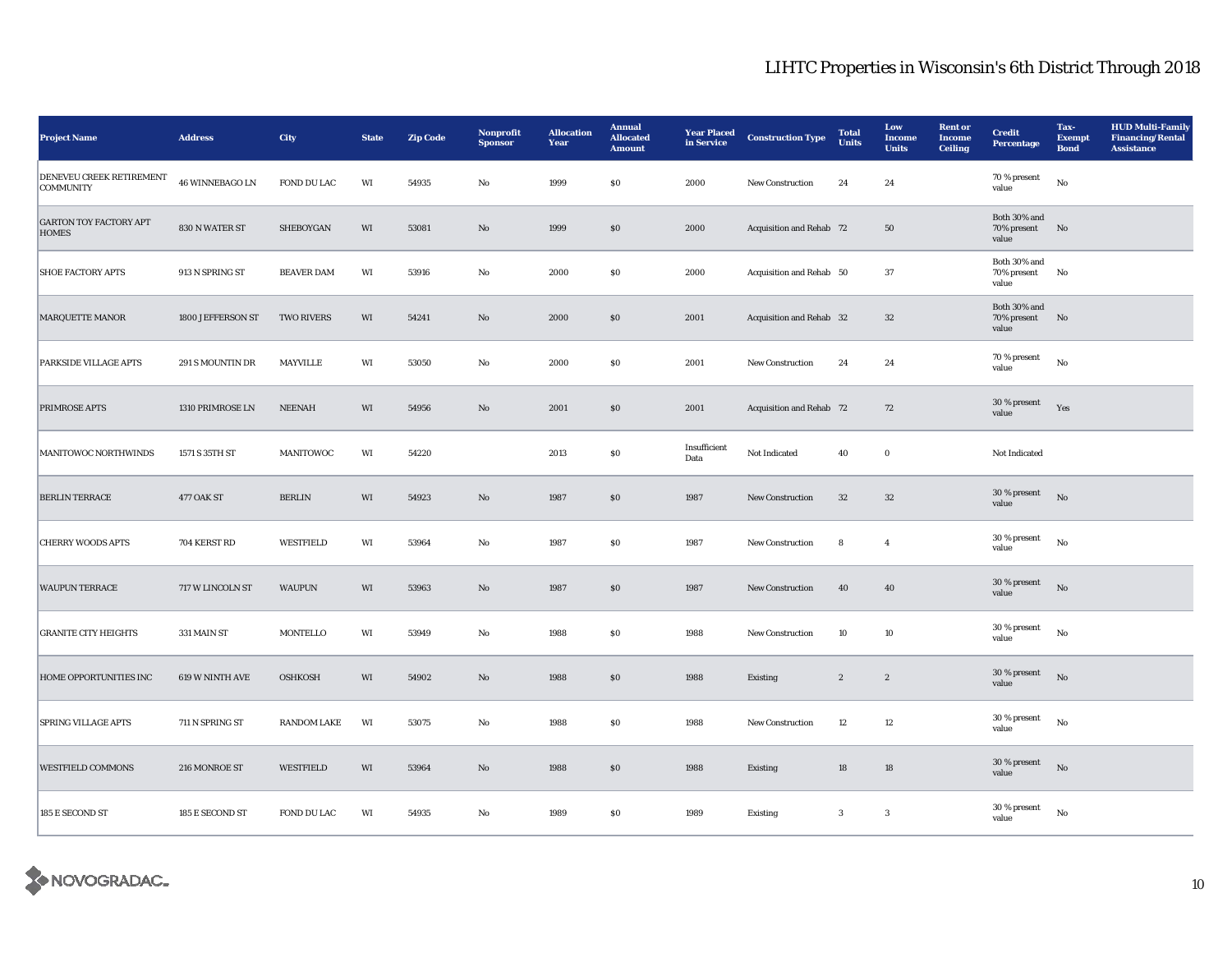# LIHTC Properties in Wisconsin's 6th District Through 2018

| Project Name | Address | City | State | Zip Code | Nonprofit Sponsor | Allocation Year | Annual Allocated Amount | Year Placed in Service | Construction Type | Total Units | Low Income Units | Rent or Income Ceiling | Credit Percentage | Tax-Exempt Bond | HUD Multi-Family Financing/Rental Assistance |
|---|---|---|---|---|---|---|---|---|---|---|---|---|---|---|---|
| DENEVEU CREEK RETIREMENT COMMUNITY | 46 WINNEBAGO LN | FOND DU LAC | WI | 54935 | No | 1999 | $0 | 2000 | New Construction | 24 | 24 | | 70 % present value | No | |
| GARTON TOY FACTORY APT HOMES | 830 N WATER ST | SHEBOYGAN | WI | 53081 | No | 1999 | $0 | 2000 | Acquisition and Rehab | 72 | 50 | | Both 30% and 70% present value | No | |
| SHOE FACTORY APTS | 913 N SPRING ST | BEAVER DAM | WI | 53916 | No | 2000 | $0 | 2000 | Acquisition and Rehab | 50 | 37 | | Both 30% and 70% present value | No | |
| MARQUETTE MANOR | 1800 JEFFERSON ST | TWO RIVERS | WI | 54241 | No | 2000 | $0 | 2001 | Acquisition and Rehab | 32 | 32 | | Both 30% and 70% present value | No | |
| PARKSIDE VILLAGE APTS | 291 S MOUNTIN DR | MAYVILLE | WI | 53050 | No | 2000 | $0 | 2001 | New Construction | 24 | 24 | | 70 % present value | No | |
| PRIMROSE APTS | 1310 PRIMROSE LN | NEENAH | WI | 54956 | No | 2001 | $0 | 2001 | Acquisition and Rehab | 72 | 72 | | 30 % present value | Yes | |
| MANITOWOC NORTHWINDS | 1571 S 35TH ST | MANITOWOC | WI | 54220 | | 2013 | $0 | Insufficient Data | Not Indicated | 40 | 0 | | Not Indicated | | |
| BERLIN TERRACE | 477 OAK ST | BERLIN | WI | 54923 | No | 1987 | $0 | 1987 | New Construction | 32 | 32 | | 30 % present value | No | |
| CHERRY WOODS APTS | 704 KERST RD | WESTFIELD | WI | 53964 | No | 1987 | $0 | 1987 | New Construction | 8 | 4 | | 30 % present value | No | |
| WAUPUN TERRACE | 717 W LINCOLN ST | WAUPUN | WI | 53963 | No | 1987 | $0 | 1987 | New Construction | 40 | 40 | | 30 % present value | No | |
| GRANITE CITY HEIGHTS | 331 MAIN ST | MONTELLO | WI | 53949 | No | 1988 | $0 | 1988 | New Construction | 10 | 10 | | 30 % present value | No | |
| HOME OPPORTUNITIES INC | 619 W NINTH AVE | OSHKOSH | WI | 54902 | No | 1988 | $0 | 1988 | Existing | 2 | 2 | | 30 % present value | No | |
| SPRING VILLAGE APTS | 711 N SPRING ST | RANDOM LAKE | WI | 53075 | No | 1988 | $0 | 1988 | New Construction | 12 | 12 | | 30 % present value | No | |
| WESTFIELD COMMONS | 216 MONROE ST | WESTFIELD | WI | 53964 | No | 1988 | $0 | 1988 | Existing | 18 | 18 | | 30 % present value | No | |
| 185 E SECOND ST | 185 E SECOND ST | FOND DU LAC | WI | 54935 | No | 1989 | $0 | 1989 | Existing | 3 | 3 | | 30 % present value | No | |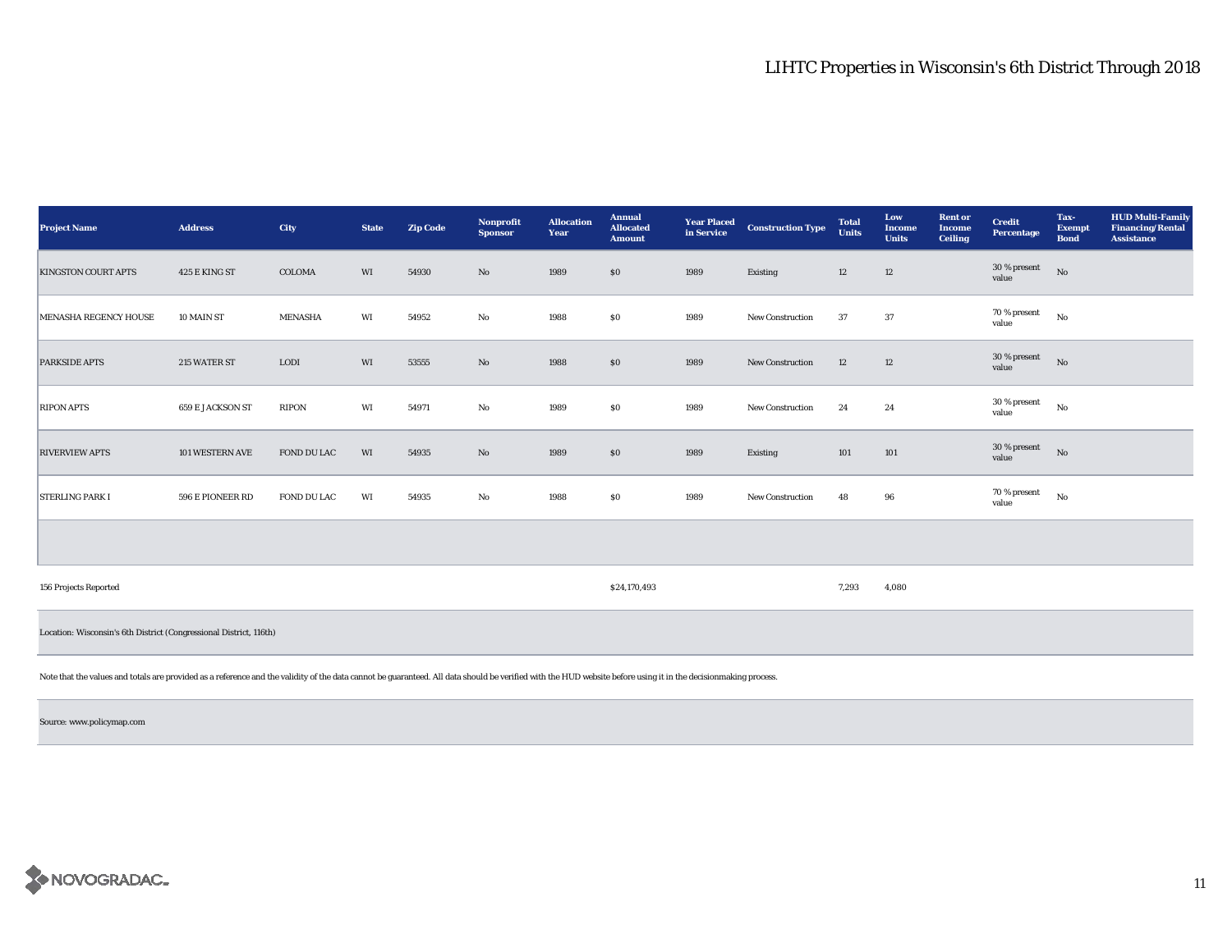| Project Name | Address | City | State | Zip Code | Nonprofit Sponsor | Allocation Year | Annual Allocated Amount | Year Placed in Service | Construction Type | Total Units | Low Income Units | Rent or Income Ceiling | Credit Percentage | Tax-Exempt Bond | HUD Multi-Family Financing/Rental Assistance |
|---|---|---|---|---|---|---|---|---|---|---|---|---|---|---|---|
| KINGSTON COURT APTS | 425 E KING ST | COLOMA | WI | 54930 | No | 1989 | $0 | 1989 | Existing | 12 | 12 | | 30 % present value | No | |
| MENASHA REGENCY HOUSE | 10 MAIN ST | MENASHA | WI | 54952 | No | 1988 | $0 | 1989 | New Construction | 37 | 37 | | 70 % present value | No | |
| PARKSIDE APTS | 215 WATER ST | LODI | WI | 53555 | No | 1988 | $0 | 1989 | New Construction | 12 | 12 | | 30 % present value | No | |
| RIPON APTS | 659 E JACKSON ST | RIPON | WI | 54971 | No | 1989 | $0 | 1989 | New Construction | 24 | 24 | | 30 % present value | No | |
| RIVERVIEW APTS | 101 WESTERN AVE | FOND DU LAC | WI | 54935 | No | 1989 | $0 | 1989 | Existing | 101 | 101 | | 30 % present value | No | |
| STERLING PARK I | 596 E PIONEER RD | FOND DU LAC | WI | 54935 | No | 1988 | $0 | 1989 | New Construction | 48 | 96 | | 70 % present value | No | |
| | | | | | | | | | | | | | | | |
| 156 Projects Reported | | | | | | | $24,170,493 | | | 7,293 | 4,080 | | | | |

Location: Wisconsin's 6th District (Congressional District, 116th)

Note that the values and totals are provided as a reference and the validity of the data cannot be guaranteed. All data should be verified with the HUD website before using it in the decisionmaking process.

Source: www.policymap.com